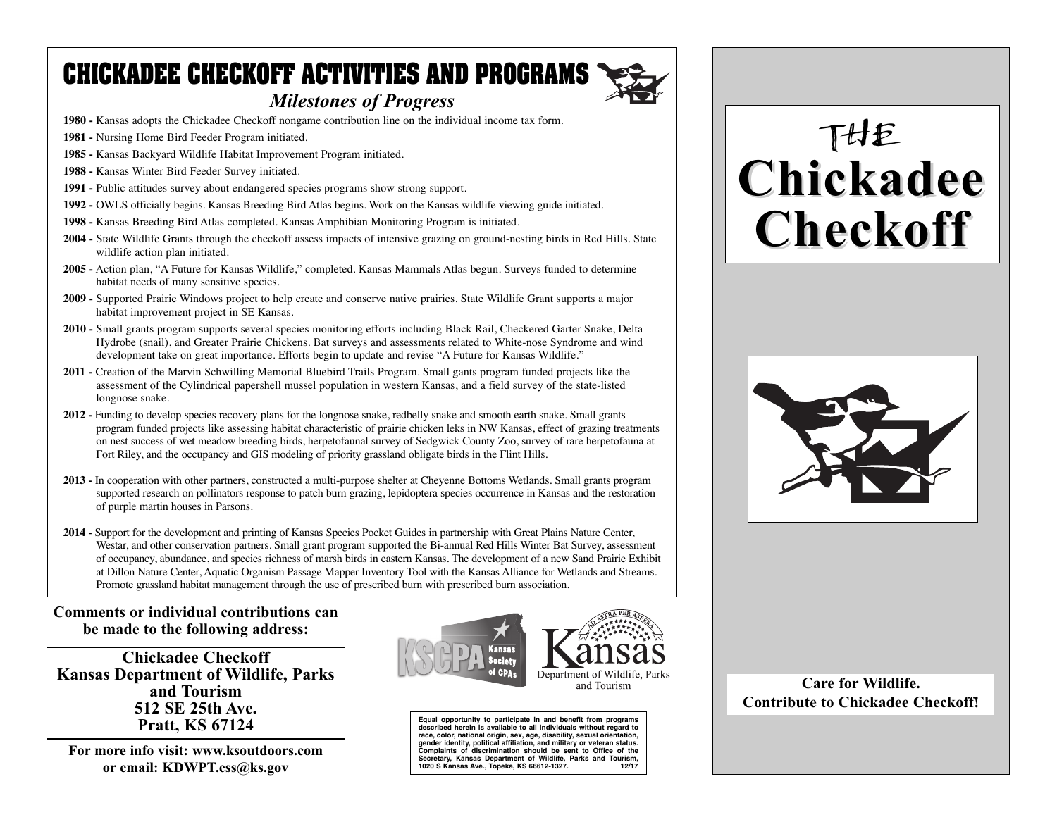# CHICKADEE CHECKOFF ACTIVITIES AND PROGRAMS

## *Milestones of Progress*

**1980 -** Kansas adopts the Chickadee Checkoff nongame contribution line on the individual income tax form.

**1981 -** Nursing Home Bird Feeder Program initiated.

**1985 -** Kansas Backyard Wildlife Habitat Improvement Program initiated.

**1988 -** Kansas Winter Bird Feeder Survey initiated.

**1991 -** Public attitudes survey about endangered species programs show strong support.

**1992 -** OWLS officially begins. Kansas Breeding Bird Atlas begins. Work on the Kansas wildlife viewing guide initiated.

**1998 -** Kansas Breeding Bird Atlas completed. Kansas Amphibian Monitoring Program is initiated.

**2004 -** State Wildlife Grants through the checkoff assess impacts of intensive grazing on ground-nesting birds in Red Hills. State wildlife action plan initiated.

**2005 -** Action plan, "A Future for Kansas Wildlife," completed. Kansas Mammals Atlas begun. Surveys funded to determine habitat needs of many sensitive species.

**2009 -** Supported Prairie Windows project to help create and conserve native prairies. State Wildlife Grant supports a major habitat improvement project in SE Kansas.

**2010 -** Small grants program supports several species monitoring efforts including Black Rail, Checkered Garter Snake, Delta Hydrobe (snail), and Greater Prairie Chickens. Bat surveys and assessments related to White-nose Syndrome and wind development take on great importance. Efforts begin to update and revise "A Future for Kansas Wildlife."

**2011 -** Creation of the Marvin Schwilling Memorial Bluebird Trails Program. Small gants program funded projects like the assessment of the Cylindrical papershell mussel population in western Kansas, and a field survey of the state-listed longnose snake.

**2012 -** Funding to develop species recovery plans for the longnose snake, redbelly snake and smooth earth snake. Small grants program funded projects like assessing habitat characteristic of prairie chicken leks in NW Kansas, effect of grazing treatments on nest success of wet meadow breeding birds, herpetofaunal survey of Sedgwick County Zoo, survey of rare herpetofauna at Fort Riley, and the occupancy and GIS modeling of priority grassland obligate birds in the Flint Hills.

**2013 -** In cooperation with other partners, constructed a multi-purpose shelter at Cheyenne Bottoms Wetlands. Small grants program supported research on pollinators response to patch burn grazing, lepidoptera species occurrence in Kansas and the restoration of purple martin houses in Parsons.

**2014 -** Support for the development and printing of Kansas Species Pocket Guides in partnership with Great Plains Nature Center, Westar, and other conservation partners. Small grant program supported the Bi-annual Red Hills Winter Bat Survey, assessment of occupancy, abundance, and species richness of marsh birds in eastern Kansas. The development of a new Sand Prairie Exhibit at Dillon Nature Center, Aquatic Organism Passage Mapper Inventory Tool with the Kansas Alliance for Wetlands and Streams. Promote grassland habitat management through the use of prescribed burn with prescribed burn association.

**Comments or individual contributions can be made to the following address:**

**Chickadee Checkoff**
**Kansas Department of Wildlife, Parks and Tourism**
**512 SE 25th Ave.**
**Pratt, KS 67124**

**For more info visit: www.ksoutdoors.com**
**or email: KDWPT.ess@ks.gov**

KSCPA Kansas Society of CPAs

Kansas Department of Wildlife, Parks and Tourism

**Equal opportunity to participate in and benefit from programs described herein is available to all individuals without regard to race, color, national origin, sex, age, disability, sexual orientation, gender identity, political affiliation, and military or veteran status. Complaints of discrimination should be sent to Office of the Secretary, Kansas Department of Wildlife, Parks and Tourism, 1020 S Kansas Ave., Topeka, KS 66612-1327. 12/17**

# THE Chickadee Checkoff

**Care for Wildlife.**
**Contribute to Chickadee Checkoff!**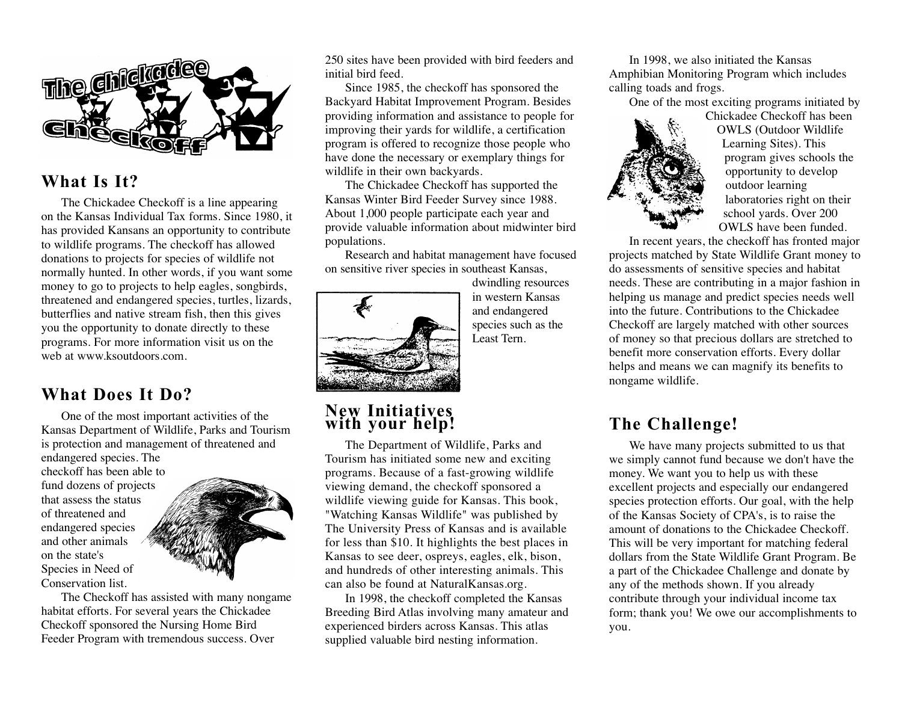# The Chickadee Checkoff

## What Is It?

The Chickadee Checkoff is a line appearing on the Kansas Individual Tax forms. Since 1980, it has provided Kansans an opportunity to contribute to wildlife programs. The checkoff has allowed donations to projects for species of wildlife not normally hunted. In other words, if you want some money to go to projects to help eagles, songbirds, threatened and endangered species, turtles, lizards, butterflies and native stream fish, then this gives you the opportunity to donate directly to these programs. For more information visit us on the web at www.ksoutdoors.com.

## What Does It Do?

One of the most important activities of the Kansas Department of Wildlife, Parks and Tourism is protection and management of threatened and endangered species. The checkoff has been able to fund dozens of projects that assess the status of threatened and endangered species and other animals on the state's Species in Need of Conservation list.

The Checkoff has assisted with many nongame habitat efforts. For several years the Chickadee Checkoff sponsored the Nursing Home Bird Feeder Program with tremendous success. Over 250 sites have been provided with bird feeders and initial bird feed.

Since 1985, the checkoff has sponsored the Backyard Habitat Improvement Program. Besides providing information and assistance to people for improving their yards for wildlife, a certification program is offered to recognize those people who have done the necessary or exemplary things for wildlife in their own backyards.

The Chickadee Checkoff has supported the Kansas Winter Bird Feeder Survey since 1988. About 1,000 people participate each year and provide valuable information about midwinter bird populations.

Research and habitat management have focused on sensitive river species in southeast Kansas, dwindling resources in western Kansas and endangered species such as the Least Tern.

## New Initiatives with your help!

The Department of Wildlife, Parks and Tourism has initiated some new and exciting programs. Because of a fast-growing wildlife viewing demand, the checkoff sponsored a wildlife viewing guide for Kansas. This book, "Watching Kansas Wildlife" was published by The University Press of Kansas and is available for less than $10. It highlights the best places in Kansas to see deer, ospreys, eagles, elk, bison, and hundreds of other interesting animals. This can also be found at NaturalKansas.org.

In 1998, the checkoff completed the Kansas Breeding Bird Atlas involving many amateur and experienced birders across Kansas. This atlas supplied valuable bird nesting information.

In 1998, we also initiated the Kansas Amphibian Monitoring Program which includes calling toads and frogs.

One of the most exciting programs initiated by Chickadee Checkoff has been OWLS (Outdoor Wildlife Learning Sites). This program gives schools the opportunity to develop outdoor learning laboratories right on their school yards. Over 200 OWLS have been funded.

In recent years, the checkoff has fronted major projects matched by State Wildlife Grant money to do assessments of sensitive species and habitat needs. These are contributing in a major fashion in helping us manage and predict species needs well into the future. Contributions to the Chickadee Checkoff are largely matched with other sources of money so that precious dollars are stretched to benefit more conservation efforts. Every dollar helps and means we can magnify its benefits to nongame wildlife.

## The Challenge!

We have many projects submitted to us that we simply cannot fund because we don't have the money. We want you to help us with these excellent projects and especially our endangered species protection efforts. Our goal, with the help of the Kansas Society of CPA's, is to raise the amount of donations to the Chickadee Checkoff. This will be very important for matching federal dollars from the State Wildlife Grant Program. Be a part of the Chickadee Challenge and donate by any of the methods shown. If you already contribute through your individual income tax form; thank you! We owe our accomplishments to you.